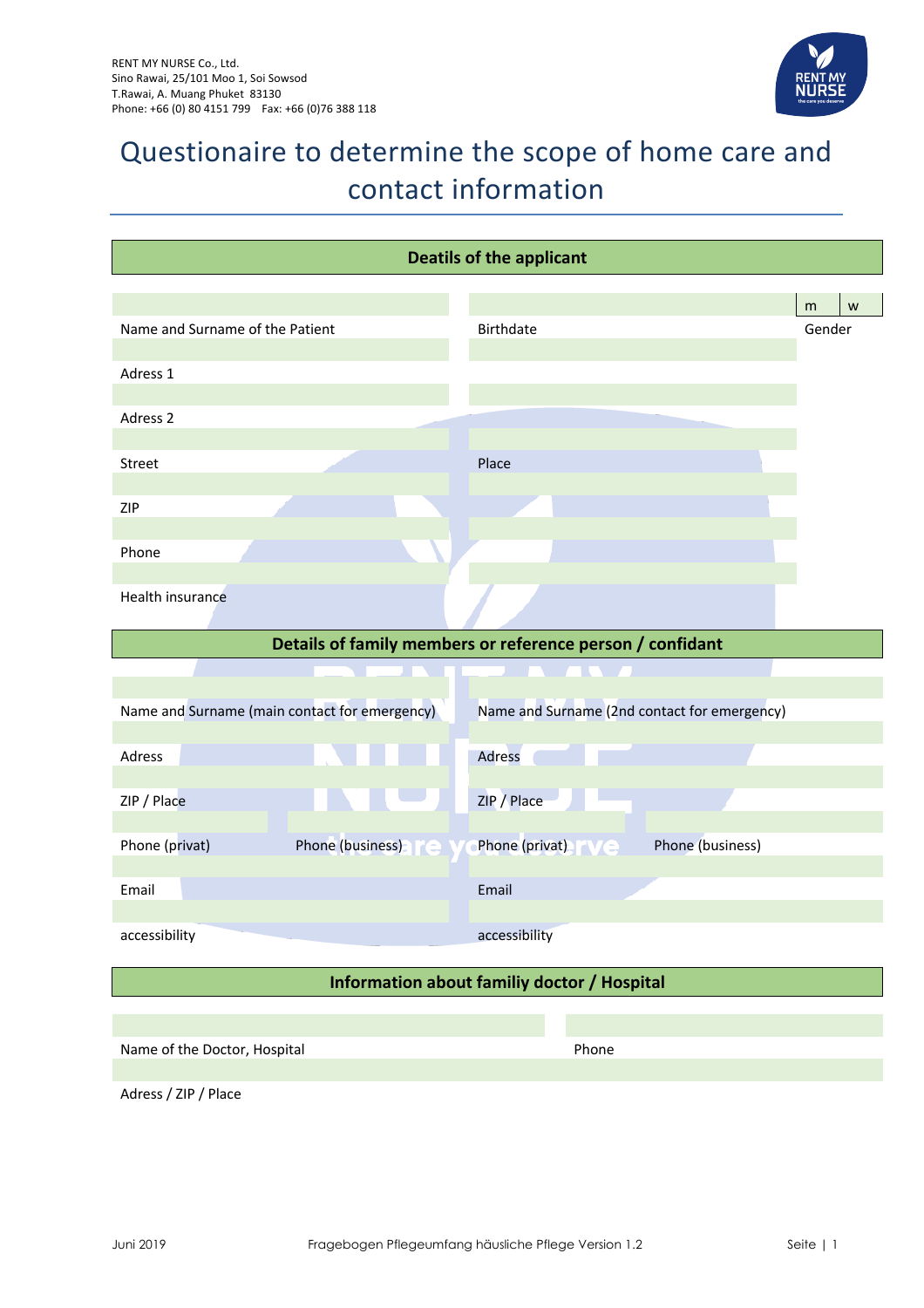RENT MY NURSE Co., Ltd.
Sino Rawai, 25/101 Moo 1, Soi Sowsod
T.Rawai, A. Muang Phuket 83130
Phone: +66 (0) 80 4151 799 Fax: +66 (0)76 388 118

# Questionaire to determine the scope of home care and contact information

## Deatils of the applicant

| | | m | w |
|---|---|---|---|
| Name and Surname of the Patient | Birthdate | Gender | |
| Adress 1 | | | |
| Adress 2 | | | |
| Street | Place | | |
| ZIP | | | |
| Phone | | | |
| Health insurance | | | |

## Details of family members or reference person / confidant

| | | | |
|---|---|---|---|
| Name and Surname (main contact for emergency) | | Name and Surname (2nd contact for emergency) | |
| Adress | | Adress | |
| ZIP / Place | | ZIP / Place | |
| Phone (privat) | Phone (business) | Phone (privat) | Phone (business) |
| Email | | Email | |
| accessibility | | accessibility | |

## Information about familiy doctor / Hospital

| | |
|---|---|
| Name of the Doctor, Hospital | Phone |
| Adress / ZIP / Place | |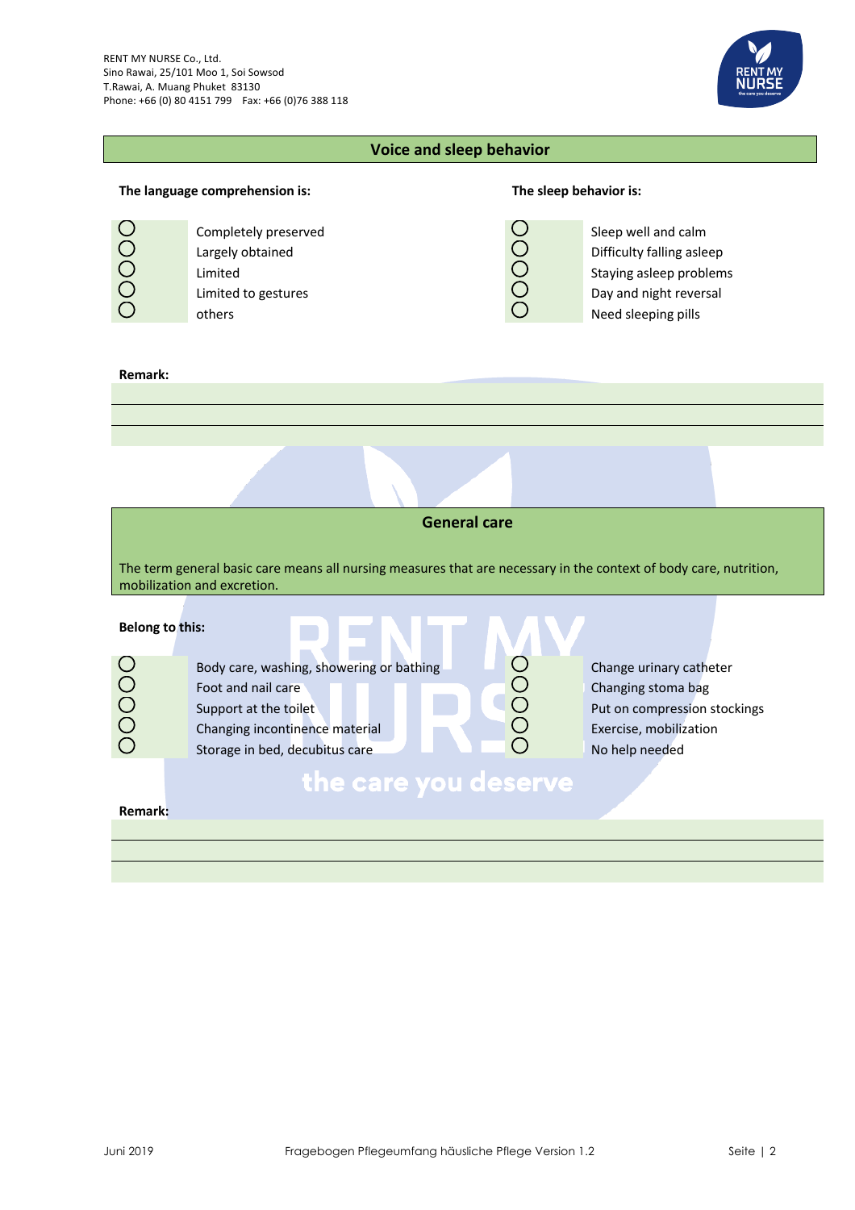## Voice and sleep behavior

**The language comprehension is:**

- ○ Completely preserved
- ○ Largely obtained
- ○ Limited
- ○ Limited to gestures
- ○ others

**The sleep behavior is:**

- ○ Sleep well and calm
- ○ Difficulty falling asleep
- ○ Staying asleep problems
- ○ Day and night reversal
- ○ Need sleeping pills

**Remark:**

## General care

The term general basic care means all nursing measures that are necessary in the context of body care, nutrition, mobilization and excretion.

**Belong to this:**

- ○ Body care, washing, showering or bathing
- ○ Foot and nail care
- ○ Support at the toilet
- ○ Changing incontinence material
- ○ Storage in bed, decubitus care
- ○ Change urinary catheter
- ○ Changing stoma bag
- ○ Put on compression stockings
- ○ Exercise, mobilization
- ○ No help needed

**Remark:**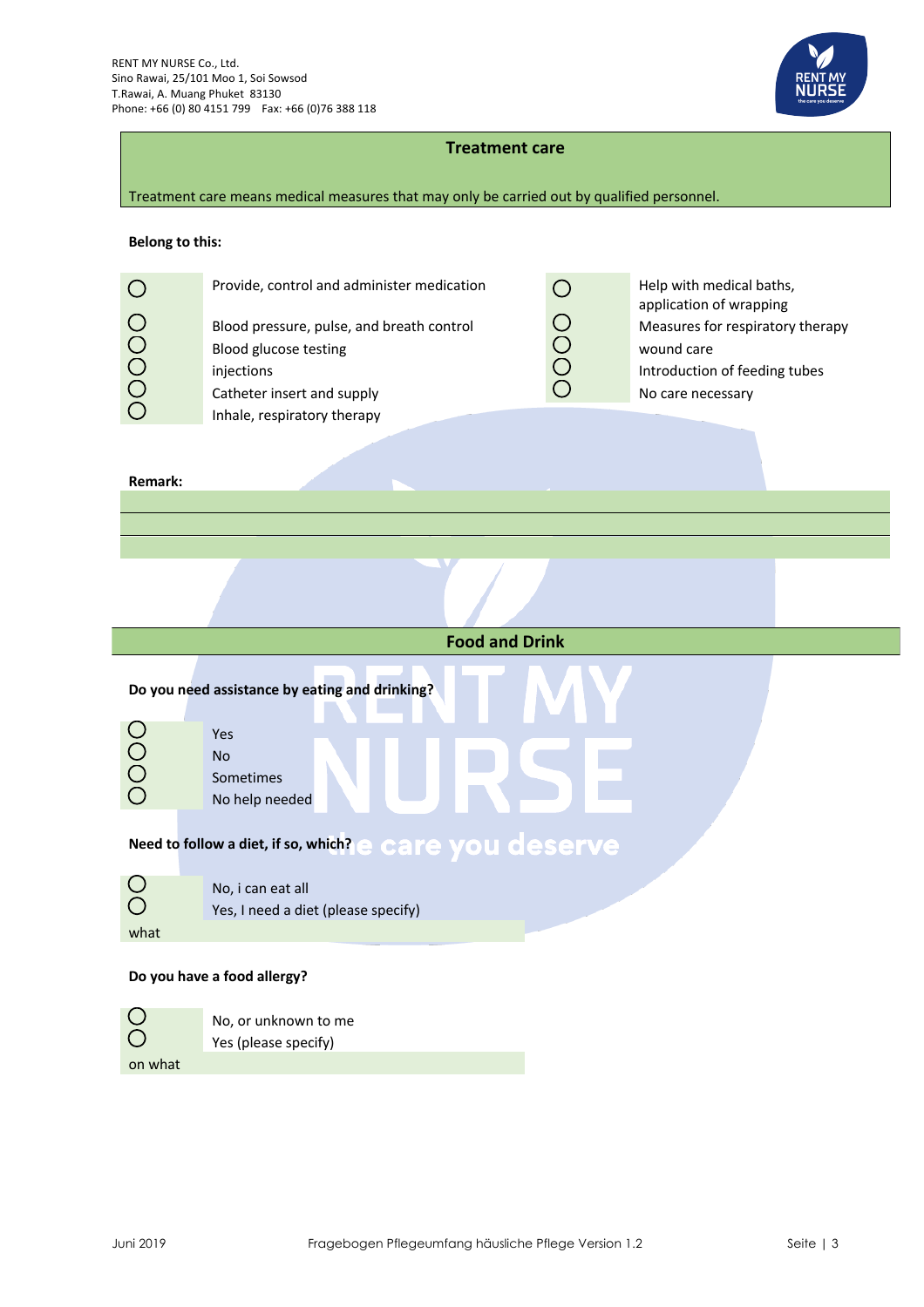RENT MY NURSE Co., Ltd.
Sino Rawai, 25/101 Moo 1, Soi Sowsod
T.Rawai, A. Muang Phuket 83130
Phone: +66 (0) 80 4151 799 Fax: +66 (0)76 388 118

## Treatment care

Treatment care means medical measures that may only be carried out by qualified personnel.

**Belong to this:**

- ○ Provide, control and administer medication
- ○ Blood pressure, pulse, and breath control
- ○ Blood glucose testing
- ○ injections
- ○ Catheter insert and supply
- ○ Inhale, respiratory therapy
- ○ Help with medical baths, application of wrapping
- ○ Measures for respiratory therapy
- ○ wound care
- ○ Introduction of feeding tubes
- ○ No care necessary

**Remark:**

## Food and Drink

**Do you need assistance by eating and drinking?**

- ○ Yes
- ○ No
- ○ Sometimes
- ○ No help needed

**Need to follow a diet, if so, which?**

- ○ No, i can eat all
- ○ Yes, I need a diet (please specify)

what

**Do you have a food allergy?**

- ○ No, or unknown to me
- ○ Yes (please specify)

on what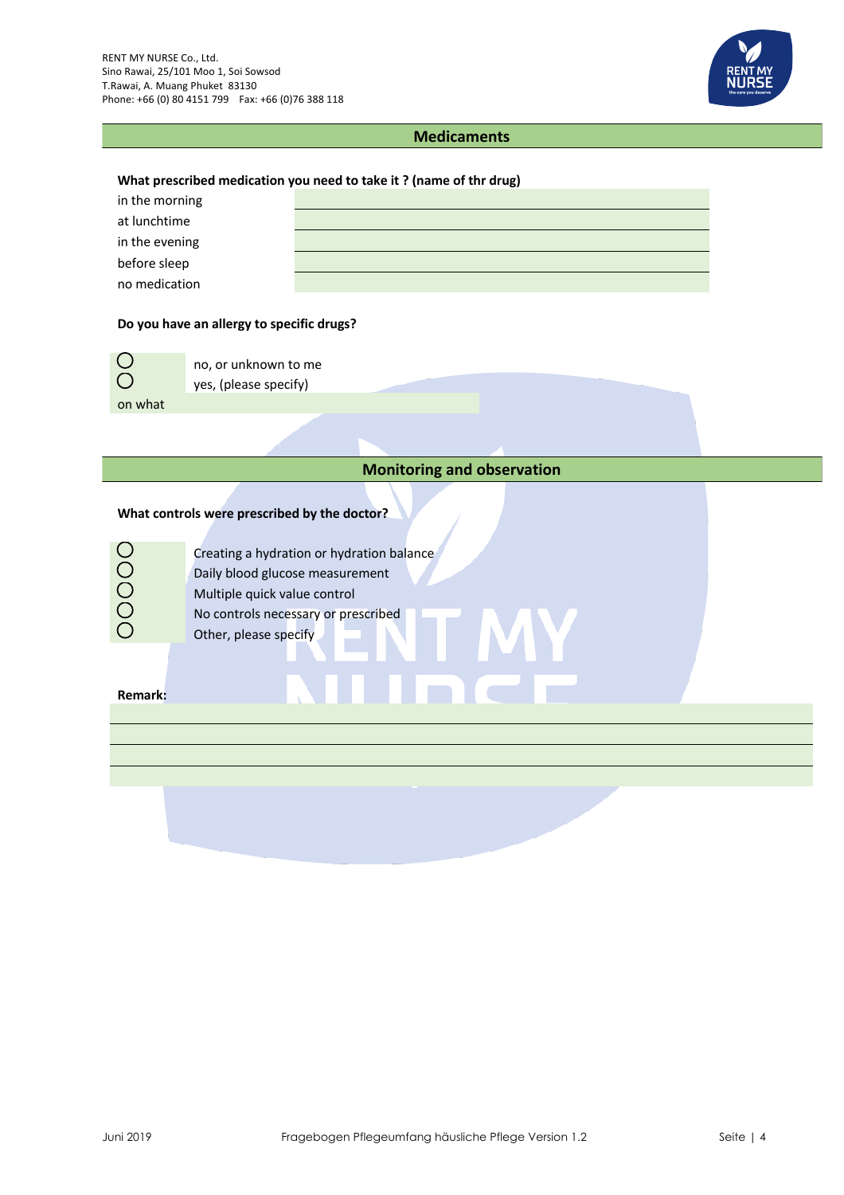## Medicaments

**What prescribed medication you need to take it ? (name of thr drug)**

| | |
|---|---|
| in the morning | |
| at lunchtime | |
| in the evening | |
| before sleep | |
| no medication | |

**Do you have an allergy to specific drugs?**

- ○ no, or unknown to me
- ○ yes, (please specify)

on what

## Monitoring and observation

**What controls were prescribed by the doctor?**

- ○ Creating a hydration or hydration balance
- ○ Daily blood glucose measurement
- ○ Multiple quick value control
- ○ No controls necessary or prescribed
- ○ Other, please specify

**Remark:**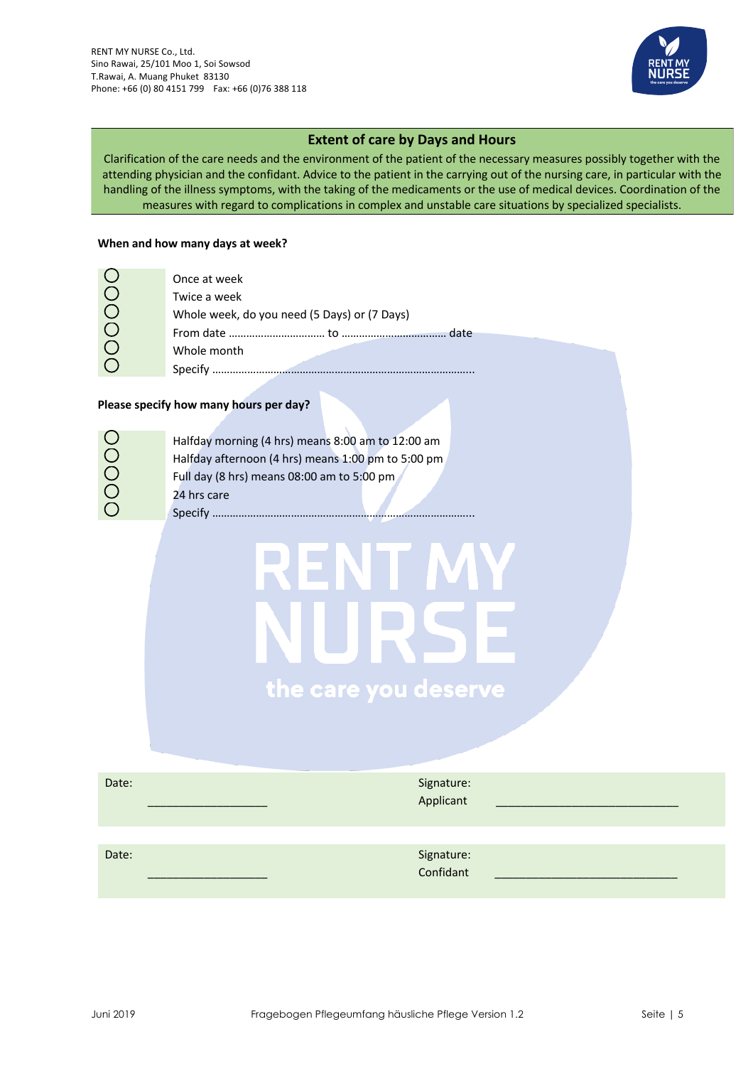RENT MY NURSE Co., Ltd.
Sino Rawai, 25/101 Moo 1, Soi Sowsod
T.Rawai, A. Muang Phuket 83130
Phone: +66 (0) 80 4151 799 Fax: +66 (0)76 388 118

## Extent of care by Days and Hours

Clarification of the care needs and the environment of the patient of the necessary measures possibly together with the attending physician and the confidant. Advice to the patient in the carrying out of the nursing care, in particular with the handling of the illness symptoms, with the taking of the medicaments or the use of medical devices. Coordination of the measures with regard to complications in complex and unstable care situations by specialized specialists.

**When and how many days at week?**

- ○ Once at week
- ○ Twice a week
- ○ Whole week, do you need (5 Days) or (7 Days)
- ○ From date …………………………… to ……………………………… date
- ○ Whole month
- ○ Specify …………………………………………………………………………….

**Please specify how many hours per day?**

- ○ Halfday morning (4 hrs) means 8:00 am to 12:00 am
- ○ Halfday afternoon (4 hrs) means 1:00 pm to 5:00 pm
- ○ Full day (8 hrs) means 08:00 am to 5:00 pm
- ○ 24 hrs care
- ○ Specify …………………………………………………………………………….

| | |
|---|---|
| Date: ___________________ | Signature: Applicant ____________________________ |
| Date: ___________________ | Signature: Confidant ____________________________ |

Juni 2019 Fragebogen Pflegeumfang häusliche Pflege Version 1.2